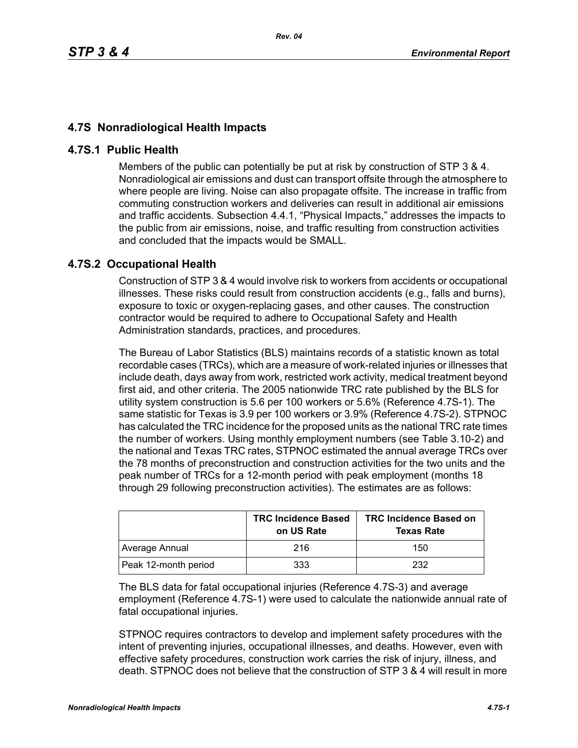## 4.7S Nonradiological Health Impacts

### 4.7S.1 Public Health

Members of the public can potentially be put at risk by construction of STP 3 & 4. Nonradiological air emissions and dust can transport offsite through the atmosphere to where people are living. Noise can also propagate offsite. The increase in traffic from commuting construction workers and deliveries can result in additional air emissions and traffic accidents. Subsection 4.4.1, "Physical Impacts," addresses the impacts to the public from air emissions, noise, and traffic resulting from construction activities and concluded that the impacts would be SMALL.

### 4.7S.2 Occupational Health

Construction of STP 3 & 4 would involve risk to workers from accidents or occupational illnesses. These risks could result from construction accidents (e.g., falls and burns), exposure to toxic or oxygen-replacing gases, and other causes. The construction contractor would be required to adhere to Occupational Safety and Health Administration standards, practices, and procedures.

The Bureau of Labor Statistics (BLS) maintains records of a statistic known as total recordable cases (TRCs), which are a measure of work-related injuries or illnesses that include death, days away from work, restricted work activity, medical treatment beyond first aid, and other criteria. The 2005 nationwide TRC rate published by the BLS for utility system construction is 5.6 per 100 workers or 5.6% (Reference 4.7S-1). The same statistic for Texas is 3.9 per 100 workers or 3.9% (Reference 4.7S-2). STPNOC has calculated the TRC incidence for the proposed units as the national TRC rate times the number of workers. Using monthly employment numbers (see Table 3.10-2) and the national and Texas TRC rates, STPNOC estimated the annual average TRCs over the 78 months of preconstruction and construction activities for the two units and the peak number of TRCs for a 12-month period with peak employment (months 18 through 29 following preconstruction activities). The estimates are as follows:

| | TRC Incidence Based on US Rate | TRC Incidence Based on Texas Rate |
|---|---|---|
| Average Annual | 216 | 150 |
| Peak 12-month period | 333 | 232 |

The BLS data for fatal occupational injuries (Reference 4.7S-3) and average employment (Reference 4.7S-1) were used to calculate the nationwide annual rate of fatal occupational injuries.

STPNOC requires contractors to develop and implement safety procedures with the intent of preventing injuries, occupational illnesses, and deaths. However, even with effective safety procedures, construction work carries the risk of injury, illness, and death. STPNOC does not believe that the construction of STP 3 & 4 will result in more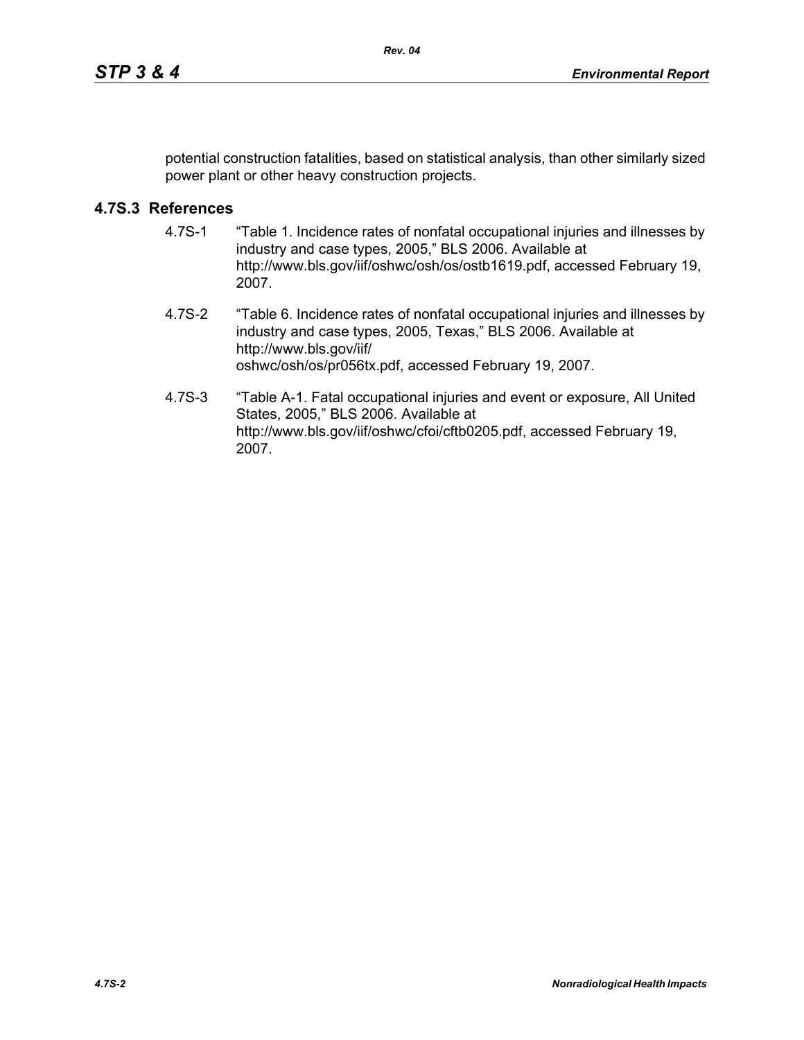potential construction fatalities, based on statistical analysis, than other similarly sized power plant or other heavy construction projects.

## 4.7S.3 References

4.7S-1 "Table 1. Incidence rates of nonfatal occupational injuries and illnesses by industry and case types, 2005," BLS 2006. Available at http://www.bls.gov/iif/oshwc/osh/os/ostb1619.pdf, accessed February 19, 2007.

4.7S-2 "Table 6. Incidence rates of nonfatal occupational injuries and illnesses by industry and case types, 2005, Texas," BLS 2006. Available at http://www.bls.gov/iif/oshwc/osh/os/pr056tx.pdf, accessed February 19, 2007.

4.7S-3 "Table A-1. Fatal occupational injuries and event or exposure, All United States, 2005," BLS 2006. Available at http://www.bls.gov/iif/oshwc/cfoi/cftb0205.pdf, accessed February 19, 2007.